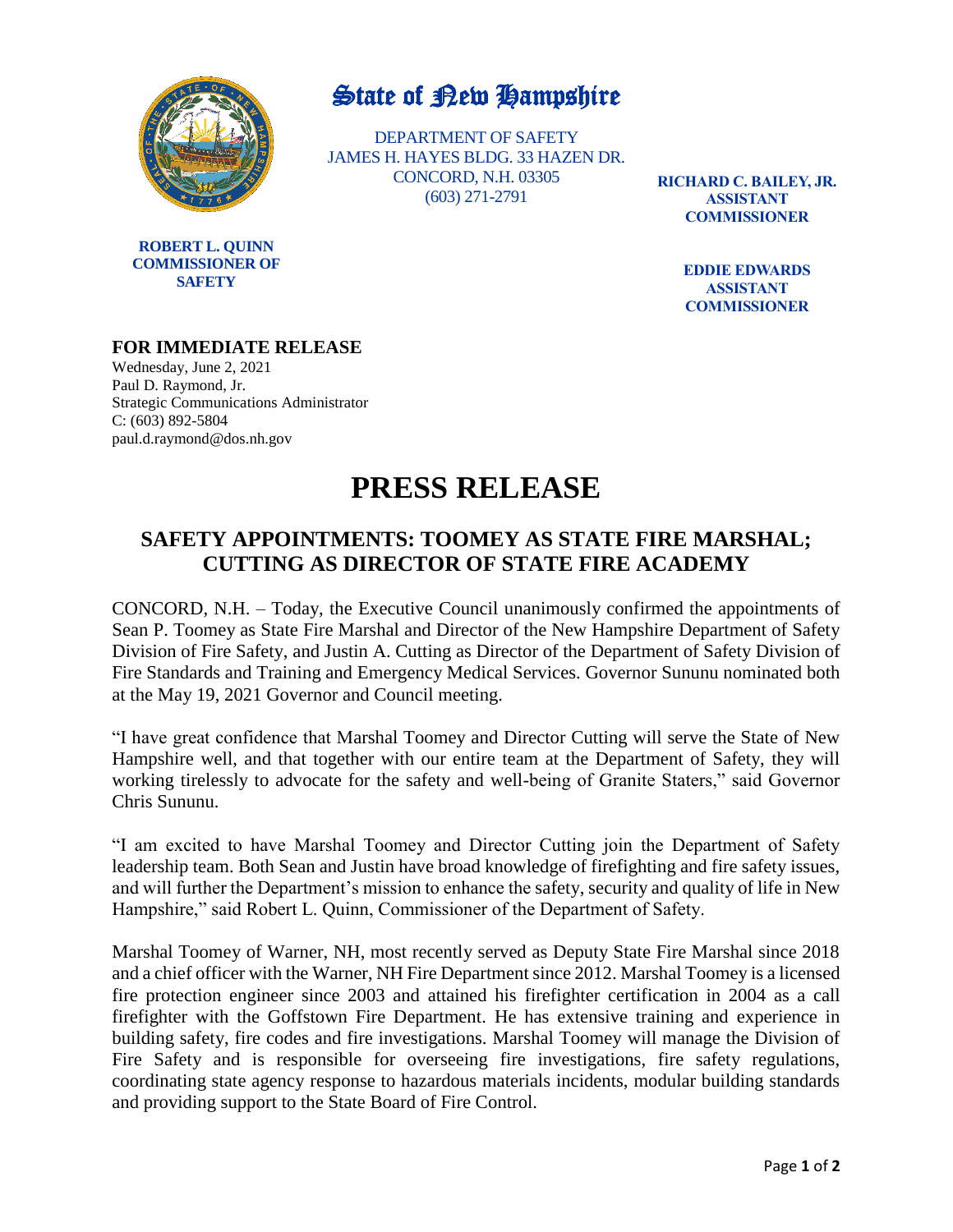# State of New Hampshire

DEPARTMENT OF SAFETY
JAMES H. HAYES BLDG. 33 HAZEN DR.
CONCORD, N.H. 03305
(603) 271-2791

**ROBERT L. QUINN**
**COMMISSIONER OF SAFETY**

**RICHARD C. BAILEY, JR.**
**ASSISTANT COMMISSIONER**

**EDDIE EDWARDS**
**ASSISTANT COMMISSIONER**

**FOR IMMEDIATE RELEASE**
Wednesday, June 2, 2021
Paul D. Raymond, Jr.
Strategic Communications Administrator
C: (603) 892-5804
paul.d.raymond@dos.nh.gov

# PRESS RELEASE

## SAFETY APPOINTMENTS: TOOMEY AS STATE FIRE MARSHAL; CUTTING AS DIRECTOR OF STATE FIRE ACADEMY

CONCORD, N.H. – Today, the Executive Council unanimously confirmed the appointments of Sean P. Toomey as State Fire Marshal and Director of the New Hampshire Department of Safety Division of Fire Safety, and Justin A. Cutting as Director of the Department of Safety Division of Fire Standards and Training and Emergency Medical Services. Governor Sununu nominated both at the May 19, 2021 Governor and Council meeting.

"I have great confidence that Marshal Toomey and Director Cutting will serve the State of New Hampshire well, and that together with our entire team at the Department of Safety, they will working tirelessly to advocate for the safety and well-being of Granite Staters," said Governor Chris Sununu.

"I am excited to have Marshal Toomey and Director Cutting join the Department of Safety leadership team. Both Sean and Justin have broad knowledge of firefighting and fire safety issues, and will further the Department's mission to enhance the safety, security and quality of life in New Hampshire," said Robert L. Quinn, Commissioner of the Department of Safety.

Marshal Toomey of Warner, NH, most recently served as Deputy State Fire Marshal since 2018 and a chief officer with the Warner, NH Fire Department since 2012. Marshal Toomey is a licensed fire protection engineer since 2003 and attained his firefighter certification in 2004 as a call firefighter with the Goffstown Fire Department. He has extensive training and experience in building safety, fire codes and fire investigations. Marshal Toomey will manage the Division of Fire Safety and is responsible for overseeing fire investigations, fire safety regulations, coordinating state agency response to hazardous materials incidents, modular building standards and providing support to the State Board of Fire Control.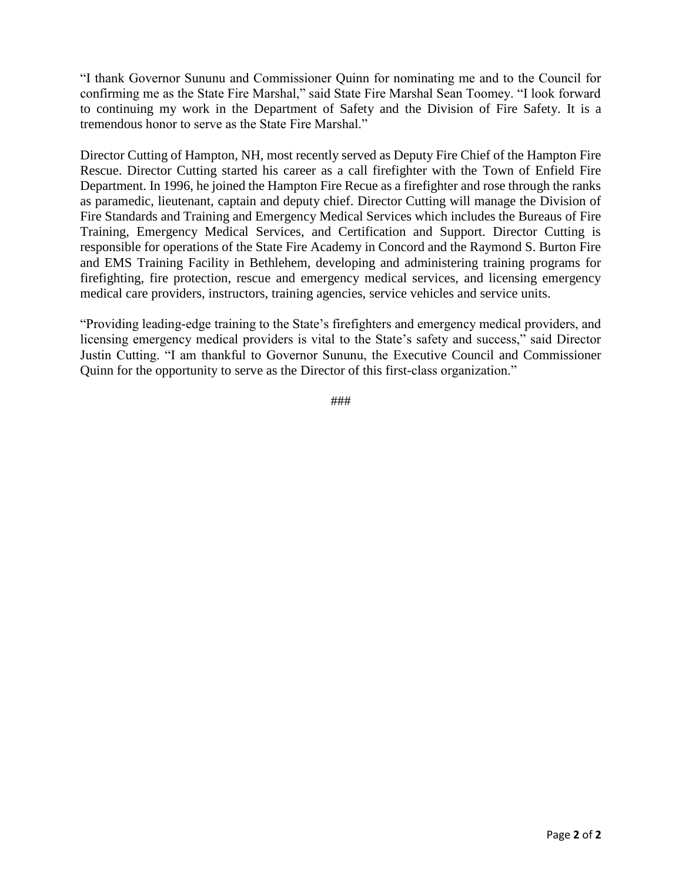"I thank Governor Sununu and Commissioner Quinn for nominating me and to the Council for confirming me as the State Fire Marshal," said State Fire Marshal Sean Toomey. "I look forward to continuing my work in the Department of Safety and the Division of Fire Safety. It is a tremendous honor to serve as the State Fire Marshal."

Director Cutting of Hampton, NH, most recently served as Deputy Fire Chief of the Hampton Fire Rescue. Director Cutting started his career as a call firefighter with the Town of Enfield Fire Department. In 1996, he joined the Hampton Fire Recue as a firefighter and rose through the ranks as paramedic, lieutenant, captain and deputy chief. Director Cutting will manage the Division of Fire Standards and Training and Emergency Medical Services which includes the Bureaus of Fire Training, Emergency Medical Services, and Certification and Support. Director Cutting is responsible for operations of the State Fire Academy in Concord and the Raymond S. Burton Fire and EMS Training Facility in Bethlehem, developing and administering training programs for firefighting, fire protection, rescue and emergency medical services, and licensing emergency medical care providers, instructors, training agencies, service vehicles and service units.

"Providing leading-edge training to the State's firefighters and emergency medical providers, and licensing emergency medical providers is vital to the State's safety and success," said Director Justin Cutting. "I am thankful to Governor Sununu, the Executive Council and Commissioner Quinn for the opportunity to serve as the Director of this first-class organization."

###